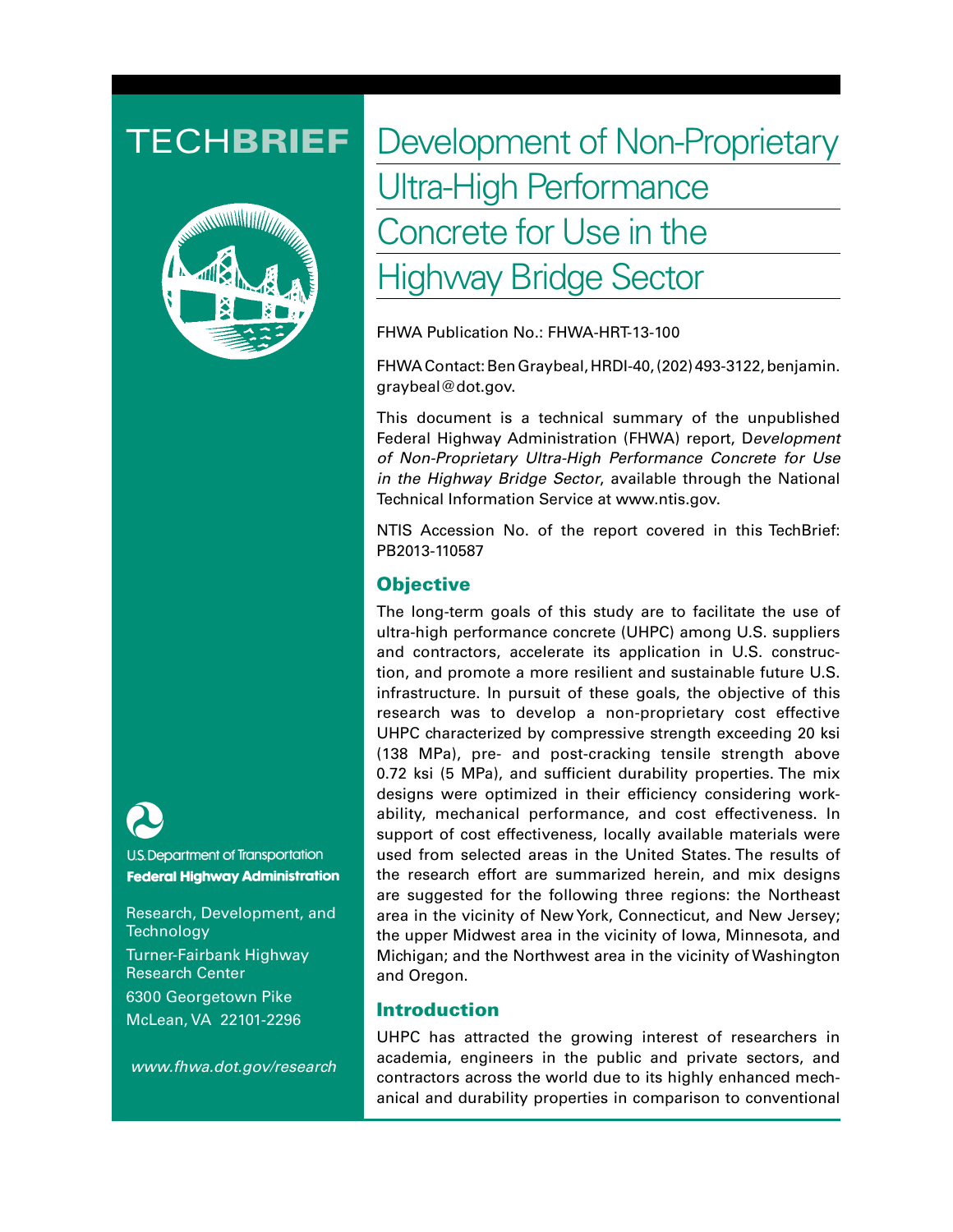TECH**BRIEF**

# Development of Non-Proprietary Ultra-High Performance Concrete for Use in the Highway Bridge Sector

FHWA Publication No.: FHWA-HRT-13-100

FHWA Contact: Ben Graybeal, HRDI-40, (202) 493-3122, benjamin.graybeal@dot.gov.

This document is a technical summary of the unpublished Federal Highway Administration (FHWA) report, D*evelopment of Non-Proprietary Ultra-High Performance Concrete for Use in the Highway Bridge Sector*, available through the National Technical Information Service at www.ntis.gov.

NTIS Accession No. of the report covered in this TechBrief: PB2013-110587

## Objective

The long-term goals of this study are to facilitate the use of ultra-high performance concrete (UHPC) among U.S. suppliers and contractors, accelerate its application in U.S. construction, and promote a more resilient and sustainable future U.S. infrastructure. In pursuit of these goals, the objective of this research was to develop a non-proprietary cost effective UHPC characterized by compressive strength exceeding 20 ksi (138 MPa), pre- and post-cracking tensile strength above 0.72 ksi (5 MPa), and sufficient durability properties. The mix designs were optimized in their efficiency considering workability, mechanical performance, and cost effectiveness. In support of cost effectiveness, locally available materials were used from selected areas in the United States. The results of the research effort are summarized herein, and mix designs are suggested for the following three regions: the Northeast area in the vicinity of New York, Connecticut, and New Jersey; the upper Midwest area in the vicinity of Iowa, Minnesota, and Michigan; and the Northwest area in the vicinity of Washington and Oregon.

## Introduction

UHPC has attracted the growing interest of researchers in academia, engineers in the public and private sectors, and contractors across the world due to its highly enhanced mechanical and durability properties in comparison to conventional

U.S. Department of Transportation
**Federal Highway Administration**

Research, Development, and Technology
Turner-Fairbank Highway Research Center
6300 Georgetown Pike
McLean, VA 22101-2296

*www.fhwa.dot.gov/research*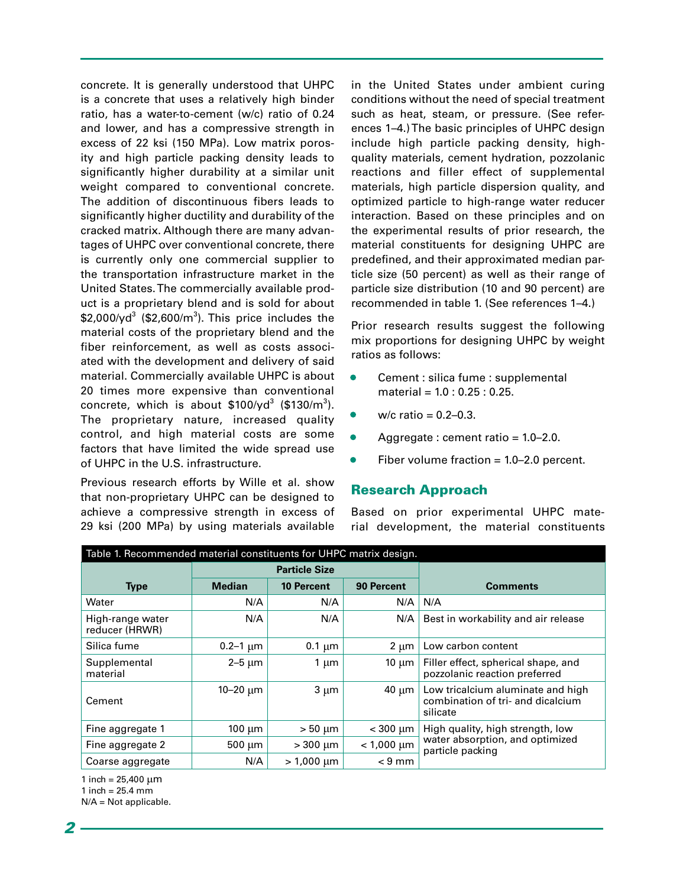concrete. It is generally understood that UHPC is a concrete that uses a relatively high binder ratio, has a water-to-cement (w/c) ratio of 0.24 and lower, and has a compressive strength in excess of 22 ksi (150 MPa). Low matrix porosity and high particle packing density leads to significantly higher durability at a similar unit weight compared to conventional concrete. The addition of discontinuous fibers leads to significantly higher ductility and durability of the cracked matrix. Although there are many advantages of UHPC over conventional concrete, there is currently only one commercial supplier to the transportation infrastructure market in the United States. The commercially available product is a proprietary blend and is sold for about $2,000/yd^3$ ($2,600/m^3$). This price includes the material costs of the proprietary blend and the fiber reinforcement, as well as costs associated with the development and delivery of said material. Commercially available UHPC is about 20 times more expensive than conventional concrete, which is about $100/yd^3$ ($130/m^3$). The proprietary nature, increased quality control, and high material costs are some factors that have limited the wide spread use of UHPC in the U.S. infrastructure.

Previous research efforts by Wille et al. show that non-proprietary UHPC can be designed to achieve a compressive strength in excess of 29 ksi (200 MPa) by using materials available in the United States under ambient curing conditions without the need of special treatment such as heat, steam, or pressure. (See references 1–4.) The basic principles of UHPC design include high particle packing density, high-quality materials, cement hydration, pozzolanic reactions and filler effect of supplemental materials, high particle dispersion quality, and optimized particle to high-range water reducer interaction. Based on these principles and on the experimental results of prior research, the material constituents for designing UHPC are predefined, and their approximated median particle size (50 percent) as well as their range of particle size distribution (10 and 90 percent) are recommended in table 1. (See references 1–4.)

Prior research results suggest the following mix proportions for designing UHPC by weight ratios as follows:

- Cement : silica fume : supplemental material = 1.0 : 0.25 : 0.25.
- w/c ratio = 0.2–0.3.
- Aggregate : cement ratio = 1.0–2.0.
- Fiber volume fraction = 1.0–2.0 percent.

## Research Approach

Based on prior experimental UHPC material development, the material constituents

Table 1. Recommended material constituents for UHPC matrix design.

| Type | Particle Size | | | Comments |
|---|---|---|---|---|
| | Median | 10 Percent | 90 Percent | |
| Water | N/A | N/A | N/A | N/A |
| High-range water reducer (HRWR) | N/A | N/A | N/A | Best in workability and air release |
| Silica fume | 0.2–1 µm | 0.1 µm | 2 µm | Low carbon content |
| Supplemental material | 2–5 µm | 1 µm | 10 µm | Filler effect, spherical shape, and pozzolanic reaction preferred |
| Cement | 10–20 µm | 3 µm | 40 µm | Low tricalcium aluminate and high combination of tri- and dicalcium silicate |
| Fine aggregate 1 | 100 µm | > 50 µm | < 300 µm | High quality, high strength, low water absorption, and optimized particle packing |
| Fine aggregate 2 | 500 µm | > 300 µm | < 1,000 µm | |
| Coarse aggregate | N/A | > 1,000 µm | < 9 mm | |

1 inch = 25,400 µm
1 inch = 25.4 mm
N/A = Not applicable.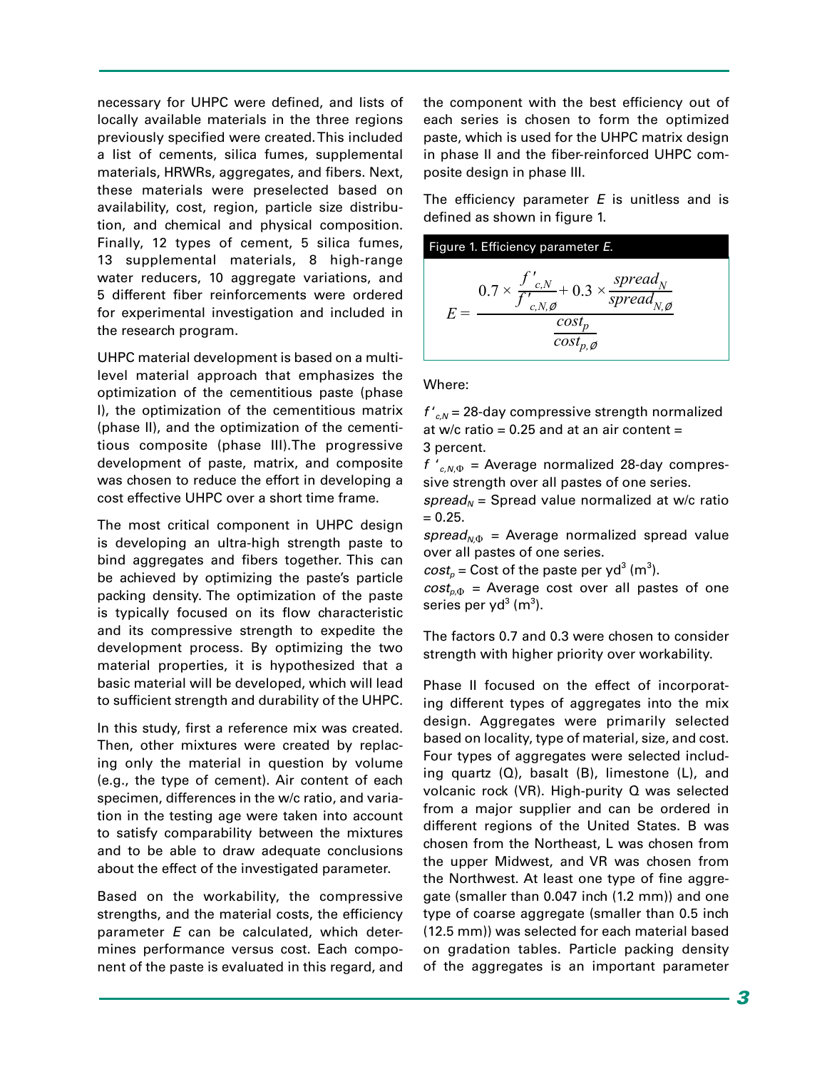necessary for UHPC were defined, and lists of locally available materials in the three regions previously specified were created. This included a list of cements, silica fumes, supplemental materials, HRWRs, aggregates, and fibers. Next, these materials were preselected based on availability, cost, region, particle size distribution, and chemical and physical composition. Finally, 12 types of cement, 5 silica fumes, 13 supplemental materials, 8 high-range water reducers, 10 aggregate variations, and 5 different fiber reinforcements were ordered for experimental investigation and included in the research program.

UHPC material development is based on a multilevel material approach that emphasizes the optimization of the cementitious paste (phase I), the optimization of the cementitious matrix (phase II), and the optimization of the cementitious composite (phase III). The progressive development of paste, matrix, and composite was chosen to reduce the effort in developing a cost effective UHPC over a short time frame.

The most critical component in UHPC design is developing an ultra-high strength paste to bind aggregates and fibers together. This can be achieved by optimizing the paste's particle packing density. The optimization of the paste is typically focused on its flow characteristic and its compressive strength to expedite the development process. By optimizing the two material properties, it is hypothesized that a basic material will be developed, which will lead to sufficient strength and durability of the UHPC.

In this study, first a reference mix was created. Then, other mixtures were created by replacing only the material in question by volume (e.g., the type of cement). Air content of each specimen, differences in the w/c ratio, and variation in the testing age were taken into account to satisfy comparability between the mixtures and to be able to draw adequate conclusions about the effect of the investigated parameter.

Based on the workability, the compressive strengths, and the material costs, the efficiency parameter *E* can be calculated, which determines performance versus cost. Each component of the paste is evaluated in this regard, and the component with the best efficiency out of each series is chosen to form the optimized paste, which is used for the UHPC matrix design in phase II and the fiber-reinforced UHPC composite design in phase III.

The efficiency parameter *E* is unitless and is defined as shown in figure 1.

Figure 1. Efficiency parameter *E*.

$$E = \frac{0.7 \times \dfrac{f'_{c,N}}{f'_{c,N,\emptyset}} + 0.3 \times \dfrac{spread_N}{spread_{N,\emptyset}}}{\dfrac{cost_p}{cost_{p,\emptyset}}}$$

Where:

$f'_{c,N}$ = 28-day compressive strength normalized at w/c ratio = 0.25 and at an air content = 3 percent.

$f'_{c,N,\Phi}$ = Average normalized 28-day compressive strength over all pastes of one series.

$spread_N$ = Spread value normalized at w/c ratio = 0.25.

$spread_{N,\Phi}$ = Average normalized spread value over all pastes of one series.

$cost_p$ = Cost of the paste per $yd^3$ ($m^3$).

$cost_{p,\Phi}$ = Average cost over all pastes of one series per $yd^3$ ($m^3$).

The factors 0.7 and 0.3 were chosen to consider strength with higher priority over workability.

Phase II focused on the effect of incorporating different types of aggregates into the mix design. Aggregates were primarily selected based on locality, type of material, size, and cost. Four types of aggregates were selected including quartz (Q), basalt (B), limestone (L), and volcanic rock (VR). High-purity Q was selected from a major supplier and can be ordered in different regions of the United States. B was chosen from the Northeast, L was chosen from the upper Midwest, and VR was chosen from the Northwest. At least one type of fine aggregate (smaller than 0.047 inch (1.2 mm)) and one type of coarse aggregate (smaller than 0.5 inch (12.5 mm)) was selected for each material based on gradation tables. Particle packing density of the aggregates is an important parameter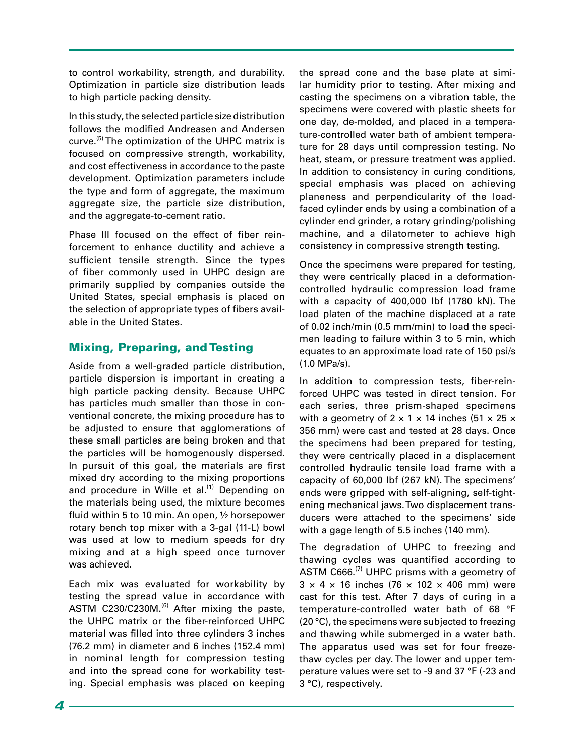to control workability, strength, and durability. Optimization in particle size distribution leads to high particle packing density.

In this study, the selected particle size distribution follows the modified Andreasen and Andersen curve.[5] The optimization of the UHPC matrix is focused on compressive strength, workability, and cost effectiveness in accordance to the paste development. Optimization parameters include the type and form of aggregate, the maximum aggregate size, the particle size distribution, and the aggregate-to-cement ratio.

Phase III focused on the effect of fiber reinforcement to enhance ductility and achieve a sufficient tensile strength. Since the types of fiber commonly used in UHPC design are primarily supplied by companies outside the United States, special emphasis is placed on the selection of appropriate types of fibers available in the United States.

## Mixing, Preparing, and Testing

Aside from a well-graded particle distribution, particle dispersion is important in creating a high particle packing density. Because UHPC has particles much smaller than those in conventional concrete, the mixing procedure has to be adjusted to ensure that agglomerations of these small particles are being broken and that the particles will be homogenously dispersed. In pursuit of this goal, the materials are first mixed dry according to the mixing proportions and procedure in Wille et al.[1] Depending on the materials being used, the mixture becomes fluid within 5 to 10 min. An open, ½ horsepower rotary bench top mixer with a 3-gal (11-L) bowl was used at low to medium speeds for dry mixing and at a high speed once turnover was achieved.

Each mix was evaluated for workability by testing the spread value in accordance with ASTM C230/C230M.[6] After mixing the paste, the UHPC matrix or the fiber-reinforced UHPC material was filled into three cylinders 3 inches (76.2 mm) in diameter and 6 inches (152.4 mm) in nominal length for compression testing and into the spread cone for workability testing. Special emphasis was placed on keeping the spread cone and the base plate at similar humidity prior to testing. After mixing and casting the specimens on a vibration table, the specimens were covered with plastic sheets for one day, de-molded, and placed in a temperature-controlled water bath of ambient temperature for 28 days until compression testing. No heat, steam, or pressure treatment was applied. In addition to consistency in curing conditions, special emphasis was placed on achieving planeness and perpendicularity of the load-faced cylinder ends by using a combination of a cylinder end grinder, a rotary grinding/polishing machine, and a dilatometer to achieve high consistency in compressive strength testing.

Once the specimens were prepared for testing, they were centrically placed in a deformation-controlled hydraulic compression load frame with a capacity of 400,000 lbf (1780 kN). The load platen of the machine displaced at a rate of 0.02 inch/min (0.5 mm/min) to load the specimen leading to failure within 3 to 5 min, which equates to an approximate load rate of 150 psi/s (1.0 MPa/s).

In addition to compression tests, fiber-reinforced UHPC was tested in direct tension. For each series, three prism-shaped specimens with a geometry of 2 × 1 × 14 inches (51 × 25 × 356 mm) were cast and tested at 28 days. Once the specimens had been prepared for testing, they were centrically placed in a displacement controlled hydraulic tensile load frame with a capacity of 60,000 lbf (267 kN). The specimens' ends were gripped with self-aligning, self-tightening mechanical jaws. Two displacement transducers were attached to the specimens' side with a gage length of 5.5 inches (140 mm).

The degradation of UHPC to freezing and thawing cycles was quantified according to ASTM C666.[7] UHPC prisms with a geometry of 3 × 4 × 16 inches (76 × 102 × 406 mm) were cast for this test. After 7 days of curing in a temperature-controlled water bath of 68 °F (20 °C), the specimens were subjected to freezing and thawing while submerged in a water bath. The apparatus used was set for four freeze-thaw cycles per day. The lower and upper temperature values were set to -9 and 37 °F (-23 and 3 °C), respectively.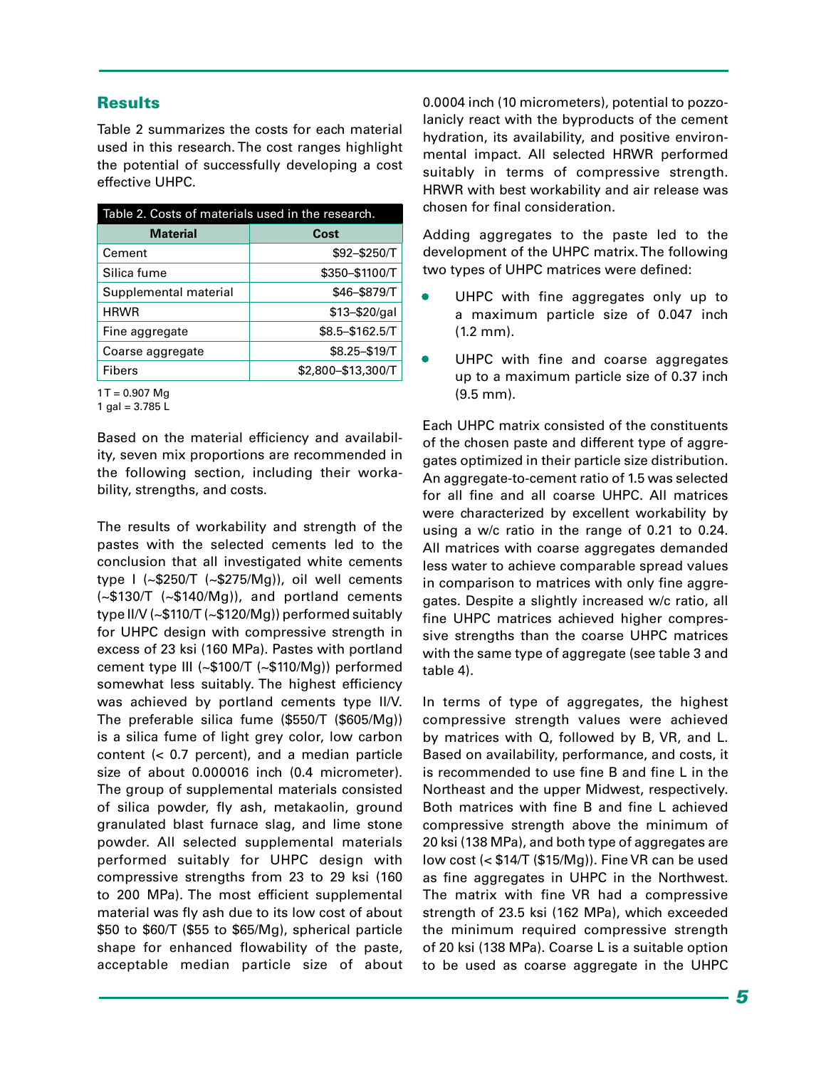## Results

Table 2 summarizes the costs for each material used in this research. The cost ranges highlight the potential of successfully developing a cost effective UHPC.

Table 2. Costs of materials used in the research.

| Material | Cost |
|---|---|
| Cement | $92–$250/T |
| Silica fume | $350–$1100/T |
| Supplemental material | $46–$879/T |
| HRWR | $13–$20/gal |
| Fine aggregate | $8.5–$162.5/T |
| Coarse aggregate | $8.25–$19/T |
| Fibers | $2,800–$13,300/T |

1 T = 0.907 Mg
1 gal = 3.785 L

Based on the material efficiency and availability, seven mix proportions are recommended in the following section, including their workability, strengths, and costs.

The results of workability and strength of the pastes with the selected cements led to the conclusion that all investigated white cements type I (~$250/T (~$275/Mg)), oil well cements (~$130/T (~$140/Mg)), and portland cements type II/V (~$110/T (~$120/Mg)) performed suitably for UHPC design with compressive strength in excess of 23 ksi (160 MPa). Pastes with portland cement type III (~$100/T (~$110/Mg)) performed somewhat less suitably. The highest efficiency was achieved by portland cements type II/V. The preferable silica fume ($550/T ($605/Mg)) is a silica fume of light grey color, low carbon content (< 0.7 percent), and a median particle size of about 0.000016 inch (0.4 micrometer). The group of supplemental materials consisted of silica powder, fly ash, metakaolin, ground granulated blast furnace slag, and lime stone powder. All selected supplemental materials performed suitably for UHPC design with compressive strengths from 23 to 29 ksi (160 to 200 MPa). The most efficient supplemental material was fly ash due to its low cost of about $50 to $60/T ($55 to $65/Mg), spherical particle shape for enhanced flowability of the paste, acceptable median particle size of about 0.0004 inch (10 micrometers), potential to pozzolanicly react with the byproducts of the cement hydration, its availability, and positive environmental impact. All selected HRWR performed suitably in terms of compressive strength. HRWR with best workability and air release was chosen for final consideration.

Adding aggregates to the paste led to the development of the UHPC matrix. The following two types of UHPC matrices were defined:

- UHPC with fine aggregates only up to a maximum particle size of 0.047 inch (1.2 mm).
- UHPC with fine and coarse aggregates up to a maximum particle size of 0.37 inch (9.5 mm).

Each UHPC matrix consisted of the constituents of the chosen paste and different type of aggregates optimized in their particle size distribution. An aggregate-to-cement ratio of 1.5 was selected for all fine and all coarse UHPC. All matrices were characterized by excellent workability by using a w/c ratio in the range of 0.21 to 0.24. All matrices with coarse aggregates demanded less water to achieve comparable spread values in comparison to matrices with only fine aggregates. Despite a slightly increased w/c ratio, all fine UHPC matrices achieved higher compressive strengths than the coarse UHPC matrices with the same type of aggregate (see table 3 and table 4).

In terms of type of aggregates, the highest compressive strength values were achieved by matrices with Q, followed by B, VR, and L. Based on availability, performance, and costs, it is recommended to use fine B and fine L in the Northeast and the upper Midwest, respectively. Both matrices with fine B and fine L achieved compressive strength above the minimum of 20 ksi (138 MPa), and both type of aggregates are low cost (< $14/T ($15/Mg)). Fine VR can be used as fine aggregates in UHPC in the Northwest. The matrix with fine VR had a compressive strength of 23.5 ksi (162 MPa), which exceeded the minimum required compressive strength of 20 ksi (138 MPa). Coarse L is a suitable option to be used as coarse aggregate in the UHPC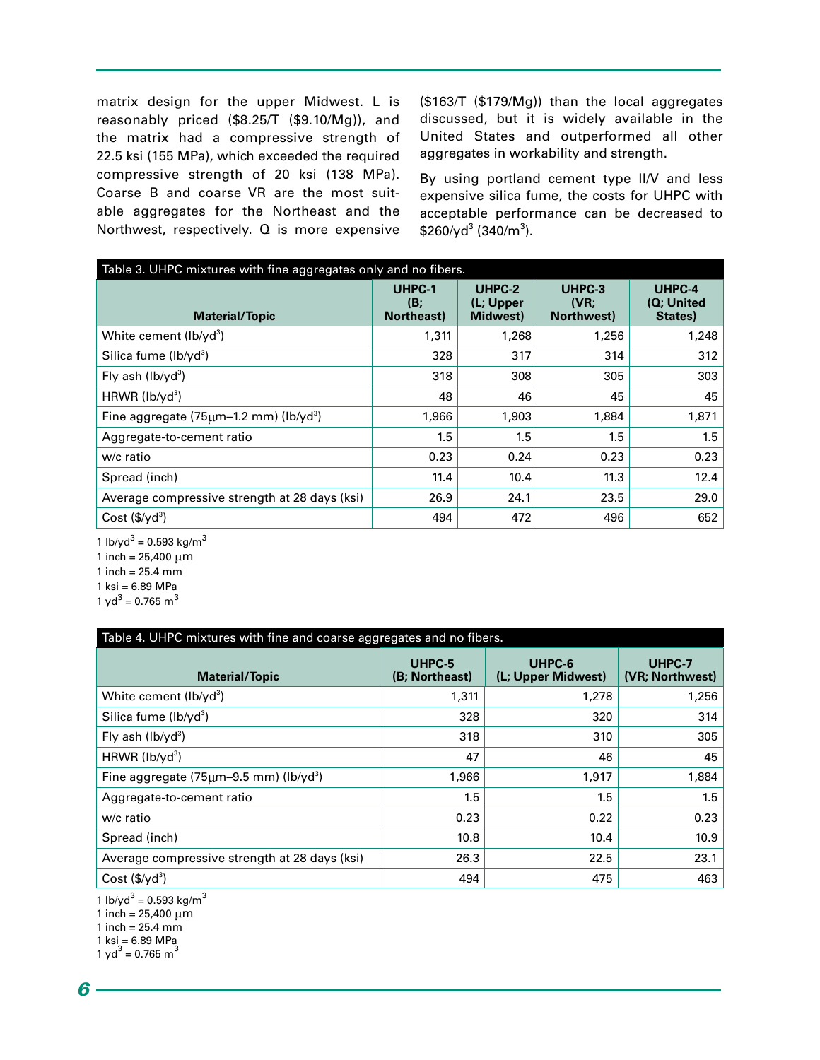matrix design for the upper Midwest. L is reasonably priced ($8.25/T ($9.10/Mg)), and the matrix had a compressive strength of 22.5 ksi (155 MPa), which exceeded the required compressive strength of 20 ksi (138 MPa). Coarse B and coarse VR are the most suitable aggregates for the Northeast and the Northwest, respectively. Q is more expensive ($163/T ($179/Mg)) than the local aggregates discussed, but it is widely available in the United States and outperformed all other aggregates in workability and strength.

By using portland cement type II/V and less expensive silica fume, the costs for UHPC with acceptable performance can be decreased to $260/yd$^3$ (340/m$^3$).

Table 3. UHPC mixtures with fine aggregates only and no fibers.

| Material/Topic | UHPC-1 (B; Northeast) | UHPC-2 (L; Upper Midwest) | UHPC-3 (VR; Northwest) | UHPC-4 (Q; United States) |
|---|---|---|---|---|
| White cement (lb/yd$^3$) | 1,311 | 1,268 | 1,256 | 1,248 |
| Silica fume (lb/yd$^3$) | 328 | 317 | 314 | 312 |
| Fly ash (lb/yd$^3$) | 318 | 308 | 305 | 303 |
| HRWR (lb/yd$^3$) | 48 | 46 | 45 | 45 |
| Fine aggregate (75µm–1.2 mm) (lb/yd$^3$) | 1,966 | 1,903 | 1,884 | 1,871 |
| Aggregate-to-cement ratio | 1.5 | 1.5 | 1.5 | 1.5 |
| w/c ratio | 0.23 | 0.24 | 0.23 | 0.23 |
| Spread (inch) | 11.4 | 10.4 | 11.3 | 12.4 |
| Average compressive strength at 28 days (ksi) | 26.9 | 24.1 | 23.5 | 29.0 |
| Cost ($/yd$^3$) | 494 | 472 | 496 | 652 |

1 lb/yd$^3$ = 0.593 kg/m$^3$
1 inch = 25,400 µm
1 inch = 25.4 mm
1 ksi = 6.89 MPa
1 yd$^3$ = 0.765 m$^3$

Table 4. UHPC mixtures with fine and coarse aggregates and no fibers.

| Material/Topic | UHPC-5 (B; Northeast) | UHPC-6 (L; Upper Midwest) | UHPC-7 (VR; Northwest) |
|---|---|---|---|
| White cement (lb/yd$^3$) | 1,311 | 1,278 | 1,256 |
| Silica fume (lb/yd$^3$) | 328 | 320 | 314 |
| Fly ash (lb/yd$^3$) | 318 | 310 | 305 |
| HRWR (lb/yd$^3$) | 47 | 46 | 45 |
| Fine aggregate (75µm–9.5 mm) (lb/yd$^3$) | 1,966 | 1,917 | 1,884 |
| Aggregate-to-cement ratio | 1.5 | 1.5 | 1.5 |
| w/c ratio | 0.23 | 0.22 | 0.23 |
| Spread (inch) | 10.8 | 10.4 | 10.9 |
| Average compressive strength at 28 days (ksi) | 26.3 | 22.5 | 23.1 |
| Cost ($/yd$^3$) | 494 | 475 | 463 |

1 lb/yd$^3$ = 0.593 kg/m$^3$
1 inch = 25,400 µm
1 inch = 25.4 mm
1 ksi = 6.89 MPa
1 yd$^3$ = 0.765 m$^3$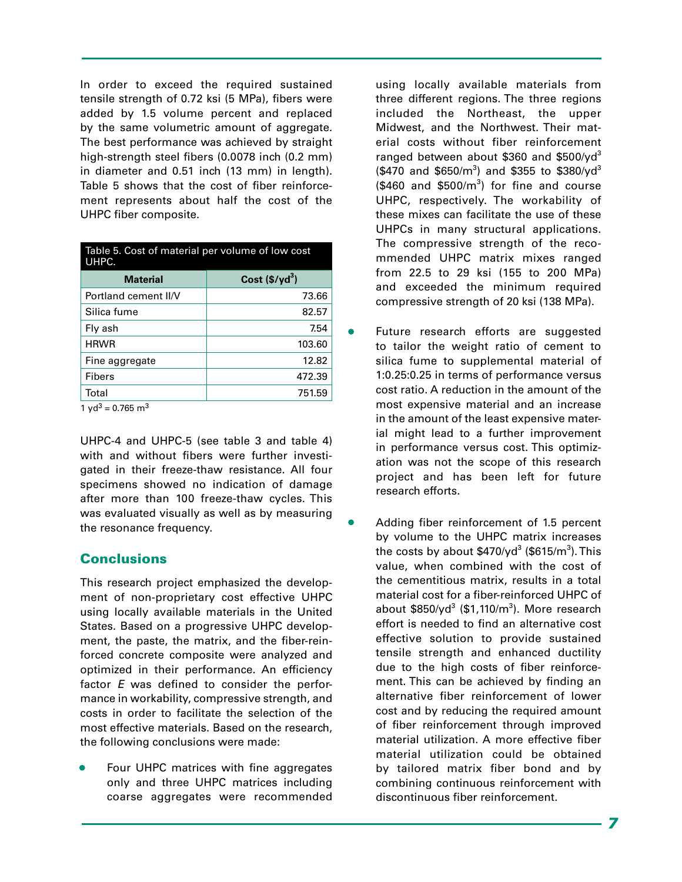In order to exceed the required sustained tensile strength of 0.72 ksi (5 MPa), fibers were added by 1.5 volume percent and replaced by the same volumetric amount of aggregate. The best performance was achieved by straight high-strength steel fibers (0.0078 inch (0.2 mm) in diameter and 0.51 inch (13 mm) in length). Table 5 shows that the cost of fiber reinforcement represents about half the cost of the UHPC fiber composite.

Table 5. Cost of material per volume of low cost UHPC.

| Material | Cost ($/yd$^3$) |
|---|---|
| Portland cement II/V | 73.66 |
| Silica fume | 82.57 |
| Fly ash | 7.54 |
| HRWR | 103.60 |
| Fine aggregate | 12.82 |
| Fibers | 472.39 |
| Total | 751.59 |

1 yd$^3$ = 0.765 m$^3$

UHPC-4 and UHPC-5 (see table 3 and table 4) with and without fibers were further investigated in their freeze-thaw resistance. All four specimens showed no indication of damage after more than 100 freeze-thaw cycles. This was evaluated visually as well as by measuring the resonance frequency.

## Conclusions

This research project emphasized the development of non-proprietary cost effective UHPC using locally available materials in the United States. Based on a progressive UHPC development, the paste, the matrix, and the fiber-reinforced concrete composite were analyzed and optimized in their performance. An efficiency factor *E* was defined to consider the performance in workability, compressive strength, and costs in order to facilitate the selection of the most effective materials. Based on the research, the following conclusions were made:

- Four UHPC matrices with fine aggregates only and three UHPC matrices including coarse aggregates were recommended using locally available materials from three different regions. The three regions included the Northeast, the upper Midwest, and the Northwest. Their material costs without fiber reinforcement ranged between about $360 and $500/yd$^3$ ($470 and $650/m$^3$) and $355 to $380/yd$^3$ ($460 and $500/m$^3$) for fine and course UHPC, respectively. The workability of these mixes can facilitate the use of these UHPCs in many structural applications. The compressive strength of the recommended UHPC matrix mixes ranged from 22.5 to 29 ksi (155 to 200 MPa) and exceeded the minimum required compressive strength of 20 ksi (138 MPa).

- Future research efforts are suggested to tailor the weight ratio of cement to silica fume to supplemental material of 1:0.25:0.25 in terms of performance versus cost ratio. A reduction in the amount of the most expensive material and an increase in the amount of the least expensive material might lead to a further improvement in performance versus cost. This optimization was not the scope of this research project and has been left for future research efforts.

- Adding fiber reinforcement of 1.5 percent by volume to the UHPC matrix increases the costs by about $470/yd$^3$ ($615/m$^3$). This value, when combined with the cost of the cementitious matrix, results in a total material cost for a fiber-reinforced UHPC of about $850/yd$^3$ ($1,110/m$^3$). More research effort is needed to find an alternative cost effective solution to provide sustained tensile strength and enhanced ductility due to the high costs of fiber reinforcement. This can be achieved by finding an alternative fiber reinforcement of lower cost and by reducing the required amount of fiber reinforcement through improved material utilization. A more effective fiber material utilization could be obtained by tailored matrix fiber bond and by combining continuous reinforcement with discontinuous fiber reinforcement.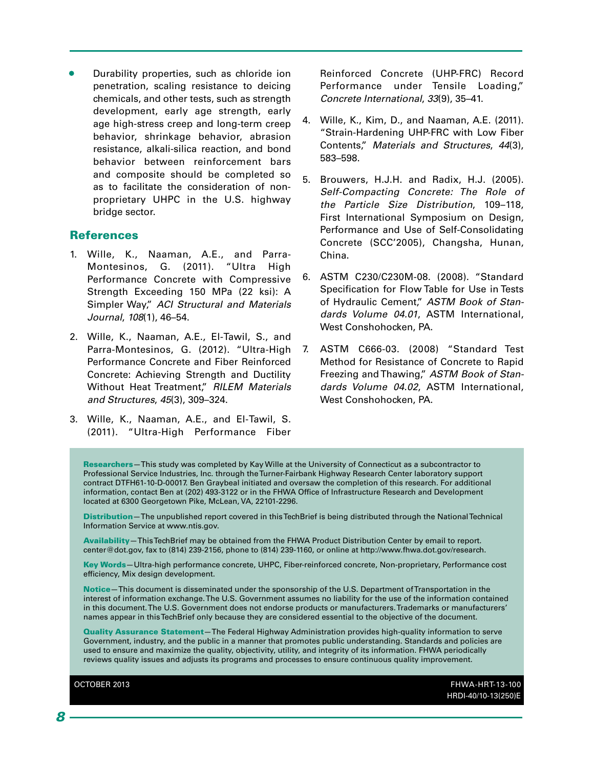- Durability properties, such as chloride ion penetration, scaling resistance to deicing chemicals, and other tests, such as strength development, early age strength, early age high-stress creep and long-term creep behavior, shrinkage behavior, abrasion resistance, alkali-silica reaction, and bond behavior between reinforcement bars and composite should be completed so as to facilitate the consideration of non-proprietary UHPC in the U.S. highway bridge sector.

## References

1. Wille, K., Naaman, A.E., and Parra-Montesinos, G. (2011). "Ultra High Performance Concrete with Compressive Strength Exceeding 150 MPa (22 ksi): A Simpler Way," *ACI Structural and Materials Journal*, *108*(1), 46–54.

2. Wille, K., Naaman, A.E., El-Tawil, S., and Parra-Montesinos, G. (2012). "Ultra-High Performance Concrete and Fiber Reinforced Concrete: Achieving Strength and Ductility Without Heat Treatment," *RILEM Materials and Structures*, *45*(3), 309–324.

3. Wille, K., Naaman, A.E., and El-Tawil, S. (2011). "Ultra-High Performance Fiber Reinforced Concrete (UHP-FRC) Record Performance under Tensile Loading," *Concrete International*, *33*(9), 35–41.

4. Wille, K., Kim, D., and Naaman, A.E. (2011). "Strain-Hardening UHP-FRC with Low Fiber Contents," *Materials and Structures*, *44*(3), 583–598.

5. Brouwers, H.J.H. and Radix, H.J. (2005). *Self-Compacting Concrete: The Role of the Particle Size Distribution*, 109–118, First International Symposium on Design, Performance and Use of Self-Consolidating Concrete (SCC'2005), Changsha, Hunan, China.

6. ASTM C230/C230M-08. (2008). "Standard Specification for Flow Table for Use in Tests of Hydraulic Cement," *ASTM Book of Standards Volume 04.01*, ASTM International, West Conshohocken, PA.

7. ASTM C666-03. (2008) "Standard Test Method for Resistance of Concrete to Rapid Freezing and Thawing," *ASTM Book of Standards Volume 04.02*, ASTM International, West Conshohocken, PA.

**Researchers**—This study was completed by Kay Wille at the University of Connecticut as a subcontractor to Professional Service Industries, Inc. through the Turner-Fairbank Highway Research Center laboratory support contract DTFH61-10-D-00017. Ben Graybeal initiated and oversaw the completion of this research. For additional information, contact Ben at (202) 493-3122 or in the FHWA Office of Infrastructure Research and Development located at 6300 Georgetown Pike, McLean, VA, 22101-2296.

**Distribution**—The unpublished report covered in this TechBrief is being distributed through the National Technical Information Service at www.ntis.gov.

**Availability**—This TechBrief may be obtained from the FHWA Product Distribution Center by email to report.center@dot.gov, fax to (814) 239-2156, phone to (814) 239-1160, or online at http://www.fhwa.dot.gov/research.

**Key Words**—Ultra-high performance concrete, UHPC, Fiber-reinforced concrete, Non-proprietary, Performance cost efficiency, Mix design development.

**Notice**—This document is disseminated under the sponsorship of the U.S. Department of Transportation in the interest of information exchange. The U.S. Government assumes no liability for the use of the information contained in this document. The U.S. Government does not endorse products or manufacturers. Trademarks or manufacturers' names appear in this TechBrief only because they are considered essential to the objective of the document.

**Quality Assurance Statement**—The Federal Highway Administration provides high-quality information to serve Government, industry, and the public in a manner that promotes public understanding. Standards and policies are used to ensure and maximize the quality, objectivity, utility, and integrity of its information. FHWA periodically reviews quality issues and adjusts its programs and processes to ensure continuous quality improvement.

OCTOBER 2013

FHWA-HRT-13-100
HRDI-40/10-13(250)E